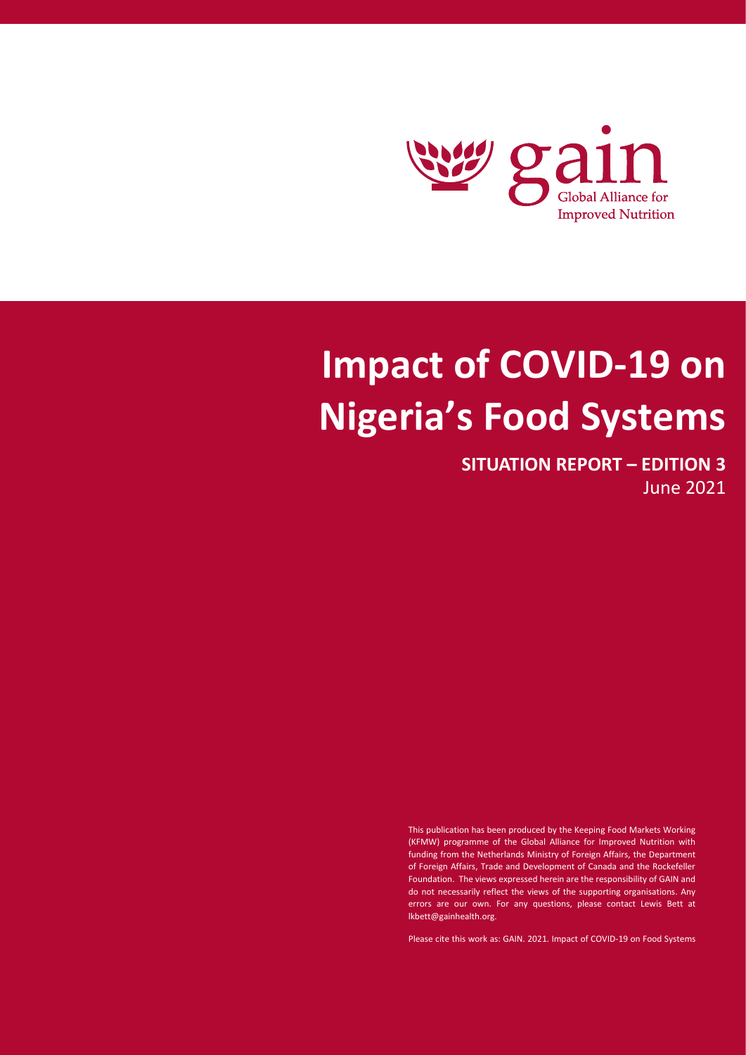gain

Global Alliance for Improved Nutrition

# Impact of COVID-19 on Nigeria's Food Systems

**SITUATION REPORT – EDITION 3**

June 2021

This publication has been produced by the Keeping Food Markets Working (KFMW) programme of the Global Alliance for Improved Nutrition with funding from the Netherlands Ministry of Foreign Affairs, the Department of Foreign Affairs, Trade and Development of Canada and the Rockefeller Foundation. The views expressed herein are the responsibility of GAIN and do not necessarily reflect the views of the supporting organisations. Any errors are our own. For any questions, please contact Lewis Bett at lkbett@gainhealth.org.

Please cite this work as: GAIN. 2021. Impact of COVID-19 on Food Systems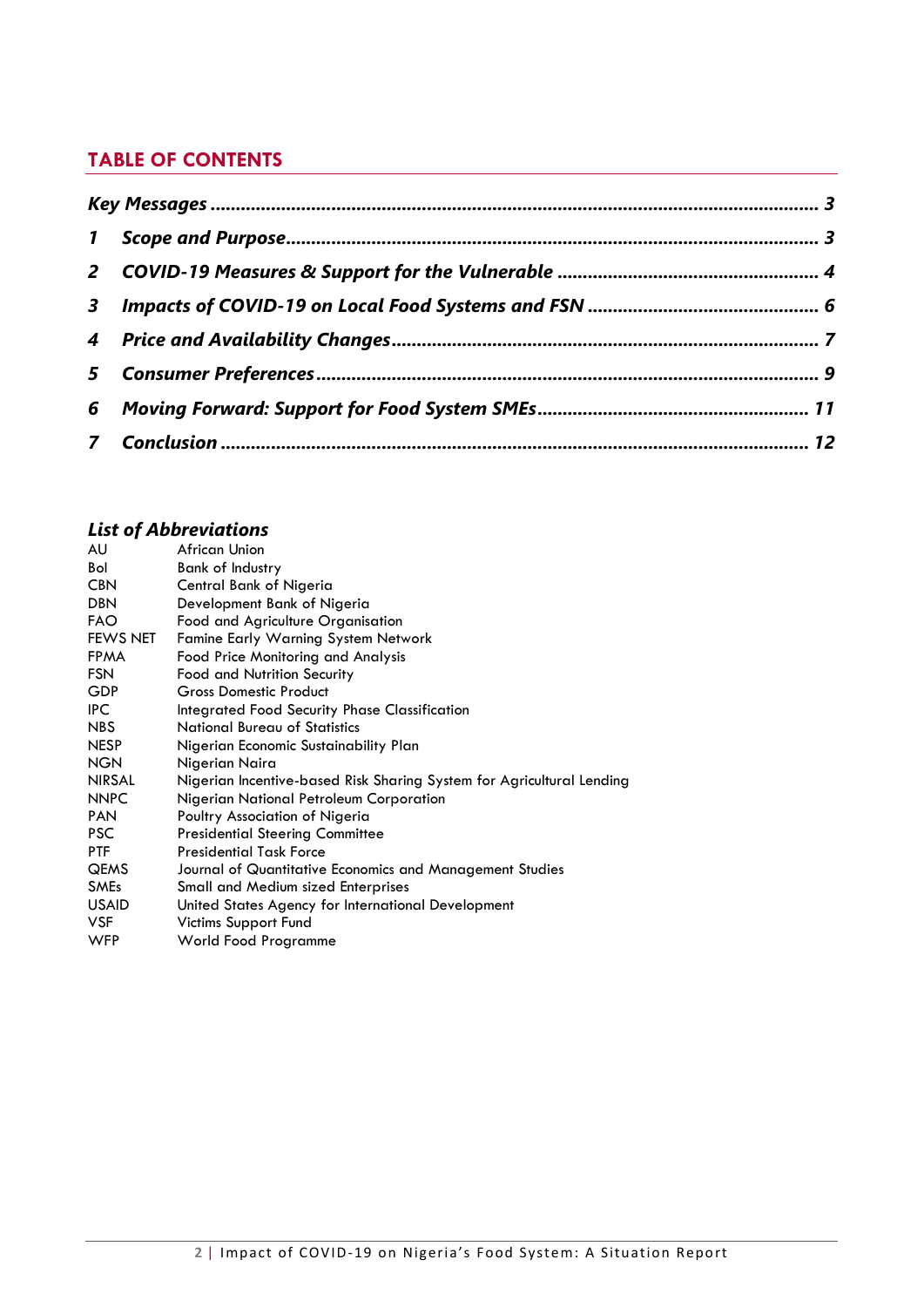## TABLE OF CONTENTS

| | | |
|---|---|---|
| ***Key Messages*** | | ***3*** |
| ***1*** | ***Scope and Purpose*** | ***3*** |
| ***2*** | ***COVID-19 Measures & Support for the Vulnerable*** | ***4*** |
| ***3*** | ***Impacts of COVID-19 on Local Food Systems and FSN*** | ***6*** |
| ***4*** | ***Price and Availability Changes*** | ***7*** |
| ***5*** | ***Consumer Preferences*** | ***9*** |
| ***6*** | ***Moving Forward: Support for Food System SMEs*** | ***11*** |
| ***7*** | ***Conclusion*** | ***12*** |

### *List of Abbreviations*

| | |
|---|---|
| AU | African Union |
| BoI | Bank of Industry |
| CBN | Central Bank of Nigeria |
| DBN | Development Bank of Nigeria |
| FAO | Food and Agriculture Organisation |
| FEWS NET | Famine Early Warning System Network |
| FPMA | Food Price Monitoring and Analysis |
| FSN | Food and Nutrition Security |
| GDP | Gross Domestic Product |
| IPC | Integrated Food Security Phase Classification |
| NBS | National Bureau of Statistics |
| NESP | Nigerian Economic Sustainability Plan |
| NGN | Nigerian Naira |
| NIRSAL | Nigerian Incentive-based Risk Sharing System for Agricultural Lending |
| NNPC | Nigerian National Petroleum Corporation |
| PAN | Poultry Association of Nigeria |
| PSC | Presidential Steering Committee |
| PTF | Presidential Task Force |
| QEMS | Journal of Quantitative Economics and Management Studies |
| SMEs | Small and Medium sized Enterprises |
| USAID | United States Agency for International Development |
| VSF | Victims Support Fund |
| WFP | World Food Programme |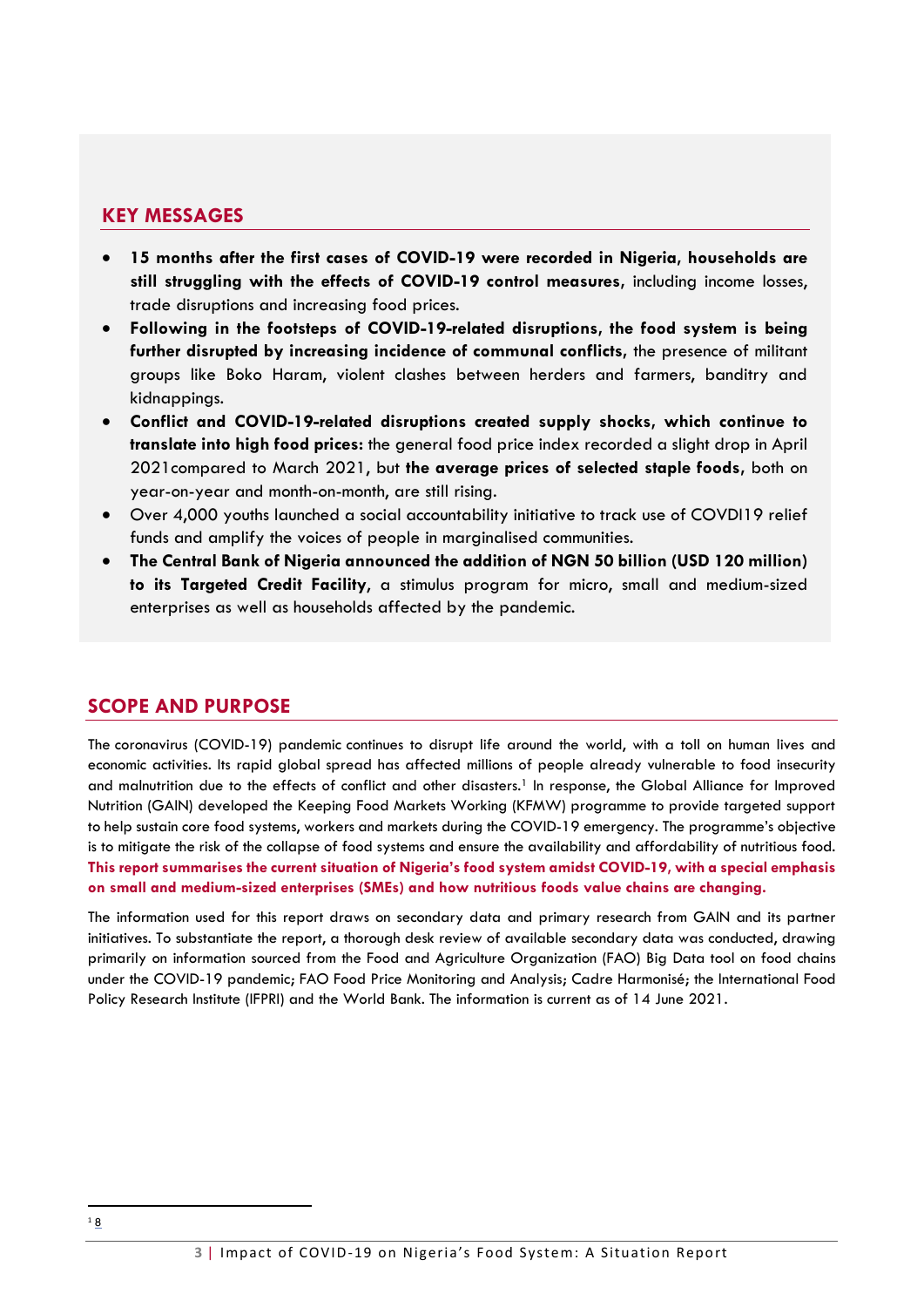## KEY MESSAGES

- **15 months after the first cases of COVID-19 were recorded in Nigeria, households are still struggling with the effects of COVID-19 control measures,** including income losses, trade disruptions and increasing food prices.
- **Following in the footsteps of COVID-19-related disruptions, the food system is being further disrupted by increasing incidence of communal conflicts,** the presence of militant groups like Boko Haram, violent clashes between herders and farmers, banditry and kidnappings.
- **Conflict and COVID-19-related disruptions created supply shocks, which continue to translate into high food prices:** the general food price index recorded a slight drop in April 2021compared to March 2021, but **the average prices of selected staple foods,** both on year-on-year and month-on-month, are still rising.
- Over 4,000 youths launched a social accountability initiative to track use of COVDI19 relief funds and amplify the voices of people in marginalised communities.
- **The Central Bank of Nigeria announced the addition of NGN 50 billion (USD 120 million) to its Targeted Credit Facility,** a stimulus program for micro, small and medium-sized enterprises as well as households affected by the pandemic.

## SCOPE AND PURPOSE

The coronavirus (COVID-19) pandemic continues to disrupt life around the world, with a toll on human lives and economic activities. Its rapid global spread has affected millions of people already vulnerable to food insecurity and malnutrition due to the effects of conflict and other disasters.[1] In response, the Global Alliance for Improved Nutrition (GAIN) developed the Keeping Food Markets Working (KFMW) programme to provide targeted support to help sustain core food systems, workers and markets during the COVID-19 emergency. The programme's objective is to mitigate the risk of the collapse of food systems and ensure the availability and affordability of nutritious food. **This report summarises the current situation of Nigeria's food system amidst COVID-19, with a special emphasis on small and medium-sized enterprises (SMEs) and how nutritious foods value chains are changing.**

The information used for this report draws on secondary data and primary research from GAIN and its partner initiatives. To substantiate the report, a thorough desk review of available secondary data was conducted, drawing primarily on information sourced from the Food and Agriculture Organization (FAO) Big Data tool on food chains under the COVID-19 pandemic; FAO Food Price Monitoring and Analysis; Cadre Harmonisé; the International Food Policy Research Institute (IFPRI) and the World Bank. The information is current as of 14 June 2021.

[1] 8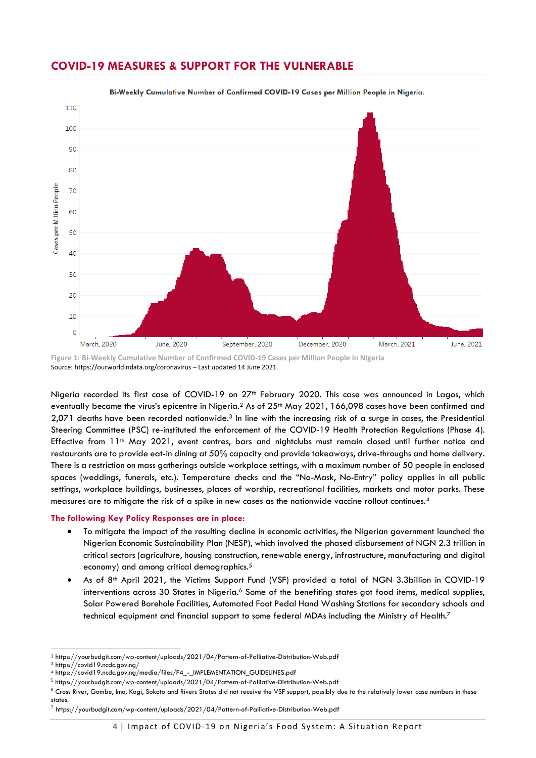## COVID-19 MEASURES & SUPPORT FOR THE VULNERABLE

Figure 1: Bi-Weekly Cumulative Number of Confirmed COVID-19 Cases per Million People in Nigeria
Source: https://ourworldindata.org/coronavirus – Last updated 14 June 2021.

Nigeria recorded its first case of COVID-19 on 27th February 2020. This case was announced in Lagos, which eventually became the virus's epicentre in Nigeria.[2] As of 25th May 2021, 166,098 cases have been confirmed and 2,071 deaths have been recorded nationwide.[3] In line with the increasing risk of a surge in cases, the Presidential Steering Committee (PSC) re-instituted the enforcement of the COVID-19 Health Protection Regulations (Phase 4). Effective from 11th May 2021, event centres, bars and nightclubs must remain closed until further notice and restaurants are to provide eat-in dining at 50% capacity and provide takeaways, drive-throughs and home delivery. There is a restriction on mass gatherings outside workplace settings, with a maximum number of 50 people in enclosed spaces (weddings, funerals, etc.). Temperature checks and the "No-Mask, No-Entry" policy applies in all public settings, workplace buildings, businesses, places of worship, recreational facilities, markets and motor parks. These measures are to mitigate the risk of a spike in new cases as the nationwide vaccine rollout continues.[4]

**The following Key Policy Responses are in place:**

- To mitigate the impact of the resulting decline in economic activities, the Nigerian government launched the Nigerian Economic Sustainability Plan (NESP), which involved the phased disbursement of NGN 2.3 trillion in critical sectors (agriculture, housing construction, renewable energy, infrastructure, manufacturing and digital economy) and among critical demographics.[5]
- As of 8th April 2021, the Victims Support Fund (VSF) provided a total of NGN 3.3billion in COVID-19 interventions across 30 States in Nigeria.[6] Some of the benefiting states got food items, medical supplies, Solar Powered Borehole Facilities, Automated Foot Pedal Hand Washing Stations for secondary schools and technical equipment and financial support to some federal MDAs including the Ministry of Health.[7]

---

[2] https://yourbudgit.com/wp-content/uploads/2021/04/Pattern-of-Palliative-Distribution-Web.pdf
[3] https://covid19.ncdc.gov.ng/
[4] https://covid19.ncdc.gov.ng/media/files/F4_-_IMPLEMENTATION_GUIDELINES.pdf
[5] https://yourbudgit.com/wp-content/uploads/2021/04/Pattern-of-Palliative-Distribution-Web.pdf
[6] Cross River, Gombe, Imo, Kogi, Sokoto and Rivers States did not receive the VSF support, possibly due to the relatively lower case numbers in these states.
[7] https://yourbudgit.com/wp-content/uploads/2021/04/Pattern-of-Palliative-Distribution-Web.pdf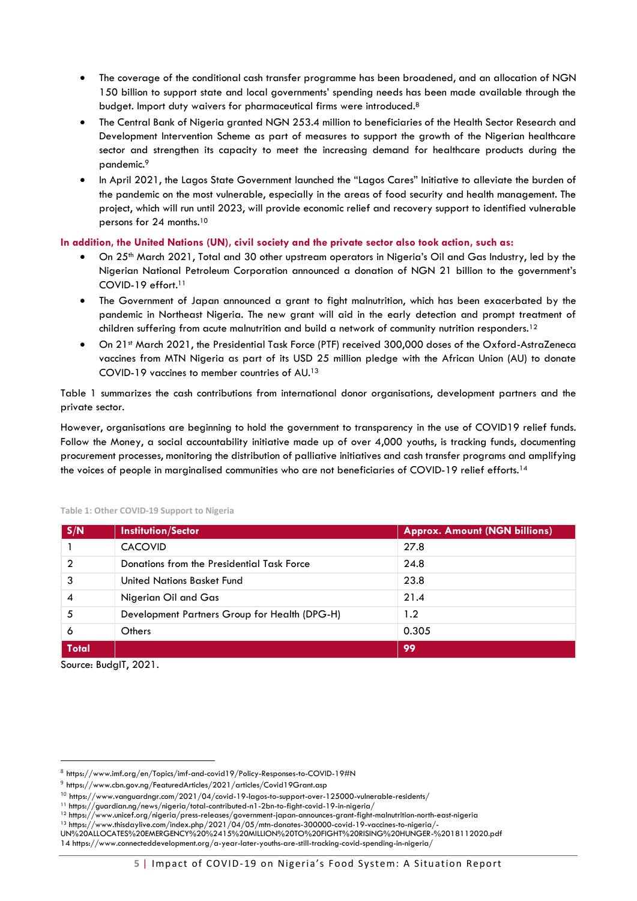- The coverage of the conditional cash transfer programme has been broadened, and an allocation of NGN 150 billion to support state and local governments' spending needs has been made available through the budget. Import duty waivers for pharmaceutical firms were introduced.[8]
- The Central Bank of Nigeria granted NGN 253.4 million to beneficiaries of the Health Sector Research and Development Intervention Scheme as part of measures to support the growth of the Nigerian healthcare sector and strengthen its capacity to meet the increasing demand for healthcare products during the pandemic.[9]
- In April 2021, the Lagos State Government launched the "Lagos Cares" Initiative to alleviate the burden of the pandemic on the most vulnerable, especially in the areas of food security and health management. The project, which will run until 2023, will provide economic relief and recovery support to identified vulnerable persons for 24 months.[10]

**In addition, the United Nations (UN), civil society and the private sector also took action, such as:**

- On 25th March 2021, Total and 30 other upstream operators in Nigeria's Oil and Gas Industry, led by the Nigerian National Petroleum Corporation announced a donation of NGN 21 billion to the government's COVID-19 effort.[11]
- The Government of Japan announced a grant to fight malnutrition, which has been exacerbated by the pandemic in Northeast Nigeria. The new grant will aid in the early detection and prompt treatment of children suffering from acute malnutrition and build a network of community nutrition responders.[12]
- On 21st March 2021, the Presidential Task Force (PTF) received 300,000 doses of the Oxford-AstraZeneca vaccines from MTN Nigeria as part of its USD 25 million pledge with the African Union (AU) to donate COVID-19 vaccines to member countries of AU.[13]

Table 1 summarizes the cash contributions from international donor organisations, development partners and the private sector.

However, organisations are beginning to hold the government to transparency in the use of COVID19 relief funds. Follow the Money, a social accountability initiative made up of over 4,000 youths, is tracking funds, documenting procurement processes, monitoring the distribution of palliative initiatives and cash transfer programs and amplifying the voices of people in marginalised communities who are not beneficiaries of COVID-19 relief efforts.[14]

Table 1: Other COVID-19 Support to Nigeria

| S/N | Institution/Sector | Approx. Amount (NGN billions) |
|---|---|---|
| 1 | CACOVID | 27.8 |
| 2 | Donations from the Presidential Task Force | 24.8 |
| 3 | United Nations Basket Fund | 23.8 |
| 4 | Nigerian Oil and Gas | 21.4 |
| 5 | Development Partners Group for Health (DPG-H) | 1.2 |
| 6 | Others | 0.305 |
| **Total** | | **99** |

Source: BudgIT, 2021.

---

[8] https://www.imf.org/en/Topics/imf-and-covid19/Policy-Responses-to-COVID-19#N

[9] https://www.cbn.gov.ng/FeaturedArticles/2021/articles/Covid19Grant.asp

[10] https://www.vanguardngr.com/2021/04/covid-19-lagos-to-support-over-125000-vulnerable-residents/

[11] https://guardian.ng/news/nigeria/total-contributed-n1-2bn-to-fight-covid-19-in-nigeria/

[12] https://www.unicef.org/nigeria/press-releases/government-japan-announces-grant-fight-malnutrition-north-east-nigeria

[13] https://www.thisdaylive.com/index.php/2021/04/05/mtn-donates-300000-covid-19-vaccines-to-nigeria/-UN%20ALLOCATES%20EMERGENCY%20%2415%20MILLION%20TO%20FIGHT%20RISING%20HUNGER-%2018112020.pdf

14 https://www.connecteddevelopment.org/a-year-later-youths-are-still-tracking-covid-spending-in-nigeria/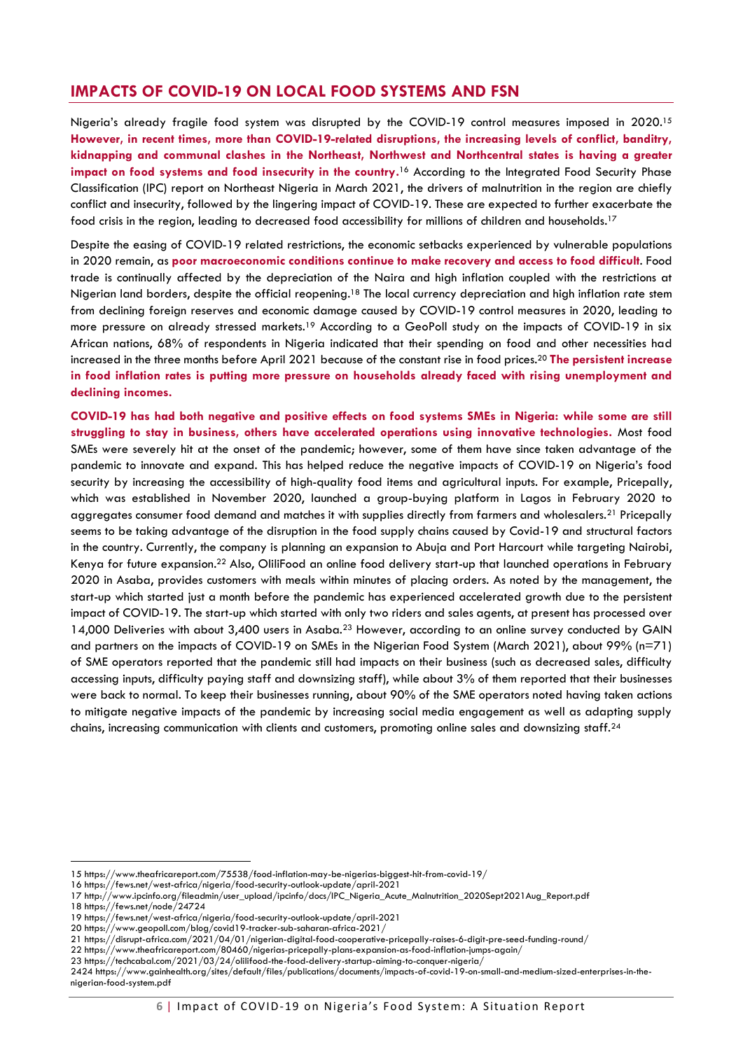## IMPACTS OF COVID-19 ON LOCAL FOOD SYSTEMS AND FSN

Nigeria's already fragile food system was disrupted by the COVID-19 control measures imposed in 2020.[15] **However, in recent times, more than COVID-19-related disruptions, the increasing levels of conflict, banditry, kidnapping and communal clashes in the Northeast, Northwest and Northcentral states is having a greater impact on food systems and food insecurity in the country.**[16] According to the Integrated Food Security Phase Classification (IPC) report on Northeast Nigeria in March 2021, the drivers of malnutrition in the region are chiefly conflict and insecurity, followed by the lingering impact of COVID-19. These are expected to further exacerbate the food crisis in the region, leading to decreased food accessibility for millions of children and households.[17]

Despite the easing of COVID-19 related restrictions, the economic setbacks experienced by vulnerable populations in 2020 remain, as **poor macroeconomic conditions continue to make recovery and access to food difficult**. Food trade is continually affected by the depreciation of the Naira and high inflation coupled with the restrictions at Nigerian land borders, despite the official reopening.[18] The local currency depreciation and high inflation rate stem from declining foreign reserves and economic damage caused by COVID-19 control measures in 2020, leading to more pressure on already stressed markets.[19] According to a GeoPoll study on the impacts of COVID-19 in six African nations, 68% of respondents in Nigeria indicated that their spending on food and other necessities had increased in the three months before April 2021 because of the constant rise in food prices.[20] **The persistent increase in food inflation rates is putting more pressure on households already faced with rising unemployment and declining incomes.**

**COVID-19 has had both negative and positive effects on food systems SMEs in Nigeria: while some are still struggling to stay in business, others have accelerated operations using innovative technologies.** Most food SMEs were severely hit at the onset of the pandemic; however, some of them have since taken advantage of the pandemic to innovate and expand. This has helped reduce the negative impacts of COVID-19 on Nigeria's food security by increasing the accessibility of high-quality food items and agricultural inputs. For example, Pricepally, which was established in November 2020, launched a group-buying platform in Lagos in February 2020 to aggregates consumer food demand and matches it with supplies directly from farmers and wholesalers.[21] Pricepally seems to be taking advantage of the disruption in the food supply chains caused by Covid-19 and structural factors in the country. Currently, the company is planning an expansion to Abuja and Port Harcourt while targeting Nairobi, Kenya for future expansion.[22] Also, OliliFood an online food delivery start-up that launched operations in February 2020 in Asaba, provides customers with meals within minutes of placing orders. As noted by the management, the start-up which started just a month before the pandemic has experienced accelerated growth due to the persistent impact of COVID-19. The start-up which started with only two riders and sales agents, at present has processed over 14,000 Deliveries with about 3,400 users in Asaba.[23] However, according to an online survey conducted by GAIN and partners on the impacts of COVID-19 on SMEs in the Nigerian Food System (March 2021), about 99% (n=71) of SME operators reported that the pandemic still had impacts on their business (such as decreased sales, difficulty accessing inputs, difficulty paying staff and downsizing staff), while about 3% of them reported that their businesses were back to normal. To keep their businesses running, about 90% of the SME operators noted having taken actions to mitigate negative impacts of the pandemic by increasing social media engagement as well as adapting supply chains, increasing communication with clients and customers, promoting online sales and downsizing staff.[24]

---

15 https://www.theafricareport.com/75538/food-inflation-may-be-nigerias-biggest-hit-from-covid-19/
16 https://fews.net/west-africa/nigeria/food-security-outlook-update/april-2021
17 http://www.ipcinfo.org/fileadmin/user_upload/ipcinfo/docs/IPC_Nigeria_Acute_Malnutrition_2020Sept2021Aug_Report.pdf
18 https://fews.net/node/24724
19 https://fews.net/west-africa/nigeria/food-security-outlook-update/april-2021
20 https://www.geopoll.com/blog/covid19-tracker-sub-saharan-africa-2021/
21 https://disrupt-africa.com/2021/04/01/nigerian-digital-food-cooperative-pricepally-raises-6-digit-pre-seed-funding-round/
22 https://www.theafricareport.com/80460/nigerias-pricepally-plans-expansion-as-food-inflation-jumps-again/
23 https://techcabal.com/2021/03/24/olilifood-the-food-delivery-startup-aiming-to-conquer-nigeria/
2424 https://www.gainhealth.org/sites/default/files/publications/documents/impacts-of-covid-19-on-small-and-medium-sized-enterprises-in-the-nigerian-food-system.pdf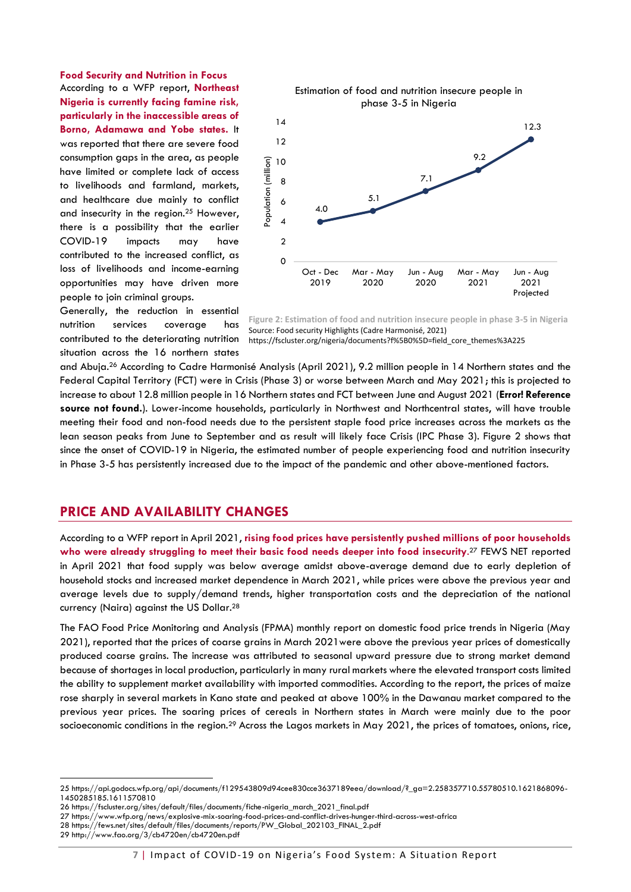**Food Security and Nutrition in Focus**

According to a WFP report, **Northeast Nigeria is currently facing famine risk, particularly in the inaccessible areas of Borno, Adamawa and Yobe states.** It was reported that there are severe food consumption gaps in the area, as people have limited or complete lack of access to livelihoods and farmland, markets, and healthcare due mainly to conflict and insecurity in the region.[25] However, there is a possibility that the earlier COVID-19 impacts may have contributed to the increased conflict, as loss of livelihoods and income-earning opportunities may have driven more people to join criminal groups.

Generally, the reduction in essential nutrition services coverage has contributed to the deteriorating nutrition situation across the 16 northern states and Abuja.[26] According to Cadre Harmonisé Analysis (April 2021), 9.2 million people in 14 Northern states and the Federal Capital Territory (FCT) were in Crisis (Phase 3) or worse between March and May 2021; this is projected to increase to about 12.8 million people in 16 Northern states and FCT between June and August 2021 (**Error! Reference source not found.**). Lower-income households, particularly in Northwest and Northcentral states, will have trouble meeting their food and non-food needs due to the persistent staple food price increases across the markets as the lean season peaks from June to September and as result will likely face Crisis (IPC Phase 3). Figure 2 shows that since the onset of COVID-19 in Nigeria, the estimated number of people experiencing food and nutrition insecurity in Phase 3-5 has persistently increased due to the impact of the pandemic and other above-mentioned factors.

Estimation of food and nutrition insecure people in phase 3-5 in Nigeria

| Period | Population (million) |
|---|---|
| Oct - Dec 2019 | 4.0 |
| Mar - May 2020 | 5.1 |
| Jun - Aug 2020 | 7.1 |
| Mar - May 2021 | 9.2 |
| Jun - Aug 2021 Projected | 12.3 |

**Figure 2: Estimation of food and nutrition insecure people in phase 3-5 in Nigeria**
Source: Food security Highlights (Cadre Harmonisé, 2021)
https://fscluster.org/nigeria/documents?f%5B0%5D=field_core_themes%3A225

## PRICE AND AVAILABILITY CHANGES

According to a WFP report in April 2021, **rising food prices have persistently pushed millions of poor households who were already struggling to meet their basic food needs deeper into food insecurity**.[27] FEWS NET reported in April 2021 that food supply was below average amidst above-average demand due to early depletion of household stocks and increased market dependence in March 2021, while prices were above the previous year and average levels due to supply/demand trends, higher transportation costs and the depreciation of the national currency (Naira) against the US Dollar.[28]

The FAO Food Price Monitoring and Analysis (FPMA) monthly report on domestic food price trends in Nigeria (May 2021), reported that the prices of coarse grains in March 2021were above the previous year prices of domestically produced coarse grains. The increase was attributed to seasonal upward pressure due to strong market demand because of shortages in local production, particularly in many rural markets where the elevated transport costs limited the ability to supplement market availability with imported commodities. According to the report, the prices of maize rose sharply in several markets in Kano state and peaked at above 100% in the Dawanau market compared to the previous year prices. The soaring prices of cereals in Northern states in March were mainly due to the poor socioeconomic conditions in the region.[29] Across the Lagos markets in May 2021, the prices of tomatoes, onions, rice,

---

25 https://api.godocs.wfp.org/api/documents/f129543809d94cee830cce3637189eea/download/?_ga=2.258357710.55780510.1621868096-1450285185.1611570810
26 https://fscluster.org/sites/default/files/documents/fiche-nigeria_march_2021_final.pdf
27 https://www.wfp.org/news/explosive-mix-soaring-food-prices-and-conflict-drives-hunger-third-across-west-africa
28 https://fews.net/sites/default/files/documents/reports/PW_Global_202103_FINAL_2.pdf
29 http://www.fao.org/3/cb4720en/cb4720en.pdf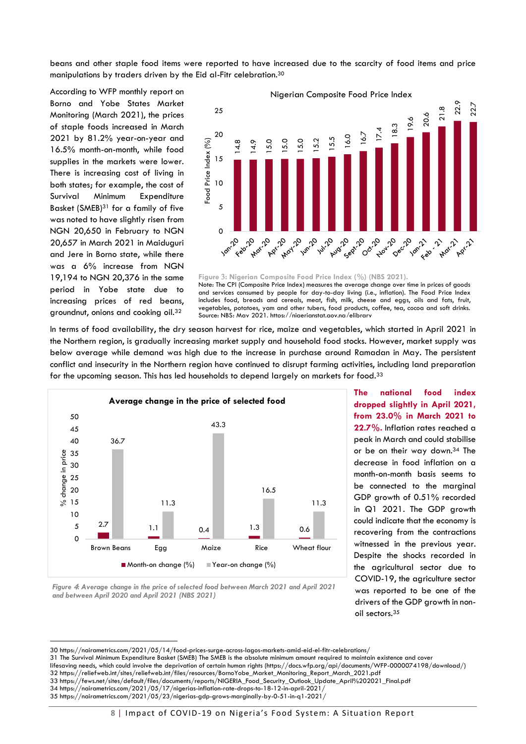beans and other staple food items were reported to have increased due to the scarcity of food items and price manipulations by traders driven by the Eid al-Fitr celebration.[30]

According to WFP monthly report on Borno and Yobe States Market Monitoring (March 2021), the prices of staple foods increased in March 2021 by 81.2% year-on-year and 16.5% month-on-month, while food supplies in the markets were lower. There is increasing cost of living in both states; for example, the cost of Survival Minimum Expenditure Basket (SMEB)[31] for a family of five was noted to have slightly risen from NGN 20,650 in February to NGN 20,657 in March 2021 in Maiduguri and Jere in Borno state, while there was a 6% increase from NGN 19,194 to NGN 20,376 in the same period in Yobe state due to increasing prices of red beans, groundnut, onions and cooking oil.[32]

**Nigerian Composite Food Price Index**

| Month | Food Price Index (%) |
|---|---|
| Jan-20 | 14.8 |
| Feb-20 | 14.9 |
| Mar-20 | 15.0 |
| Apr-20 | 15.0 |
| May-20 | 15.0 |
| Jun-20 | 15.2 |
| Jul-20 | 15.5 |
| Aug-20 | 16.0 |
| Sept-20 | 16.7 |
| Oct-20 | 17.4 |
| Nov-20 | 18.3 |
| Dec-20 | 19.6 |
| Jan-21 | 20.6 |
| Feb - 21 | 21.8 |
| Mar-21 | 22.9 |
| Apr-21 | 22.7 |

**Figure 3: Nigerian Composite Food Price Index (%) (NBS 2021).**
Note: The CPI (Composite Price Index) measures the average change over time in prices of goods and services consumed by people for day-to-day living (i.e., inflation). The Food Price Index includes food, breads and cereals, meat, fish, milk, cheese and eggs, oils and fats, fruit, vegetables, potatoes, yam and other tubers, food products, coffee, tea, cocoa and soft drinks.
Source: NBS: May 2021. https://nigerianstat.gov.ng/elibrary

In terms of food availability, the dry season harvest for rice, maize and vegetables, which started in April 2021 in the Northern region, is gradually increasing market supply and household food stocks. However, market supply was below average while demand was high due to the increase in purchase around Ramadan in May. The persistent conflict and insecurity in the Northern region have continued to disrupt farming activities, including land preparation for the upcoming season. This has led households to depend largely on markets for food.[33]

**Average change in the price of selected food**

| Food | Month-on change (%) | Year-on change (%) |
|---|---|---|
| Brown Beans | 2.7 | 36.7 |
| Egg | 1.1 | 11.3 |
| Maize | 0.4 | 43.3 |
| Rice | 1.3 | 16.5 |
| Wheat flour | 0.6 | 11.3 |

*Figure 4: Average change in the price of selected food between March 2021 and April 2021 and between April 2020 and April 2021 (NBS 2021)*

**The national food index dropped slightly in April 2021, from 23.0% in March 2021 to 22.7%.** Inflation rates reached a peak in March and could stabilise or be on their way down.[34] The decrease in food inflation on a month-on-month basis seems to be connected to the marginal GDP growth of 0.51% recorded in Q1 2021. The GDP growth could indicate that the economy is recovering from the contractions witnessed in the previous year. Despite the shocks recorded in the agricultural sector due to COVID-19, the agriculture sector was reported to be one of the drivers of the GDP growth in non-oil sectors.[35]

---

30 https://nairametrics.com/2021/05/14/food-prices-surge-across-lagos-markets-amid-eid-el-fitr-celebrations/
31 The Survival Minimum Expenditure Basket (SMEB) The SMEB is the absolute minimum amount required to maintain existence and cover lifesaving needs, which could involve the deprivation of certain human rights (https://docs.wfp.org/api/documents/WFP-0000074198/download/)
32 https://reliefweb.int/sites/reliefweb.int/files/resources/BornoYobe_Market_Monitoring_Report_March_2021.pdf
33 https://fews.net/sites/default/files/documents/reports/NIGERIA_Food_Security_Outlook_Update_April%202021_Final.pdf
34 https://nairametrics.com/2021/05/17/nigerias-inflation-rate-drops-to-18-12-in-april-2021/
35 https://nairametrics.com/2021/05/23/nigerias-gdp-grows-marginally-by-0-51-in-q1-2021/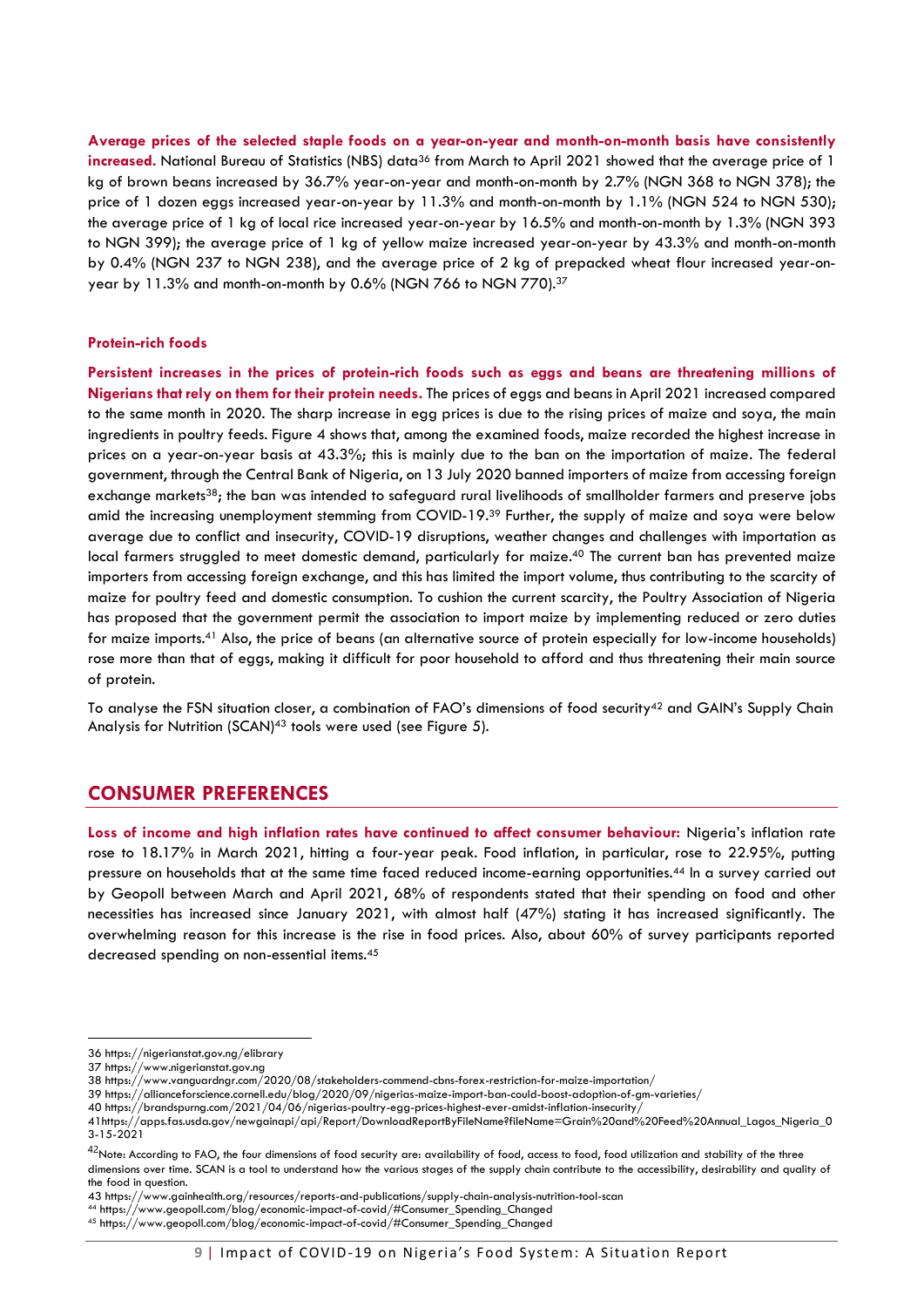**Average prices of the selected staple foods on a year-on-year and month-on-month basis have consistently increased.** National Bureau of Statistics (NBS) data[36] from March to April 2021 showed that the average price of 1 kg of brown beans increased by 36.7% year-on-year and month-on-month by 2.7% (NGN 368 to NGN 378); the price of 1 dozen eggs increased year-on-year by 11.3% and month-on-month by 1.1% (NGN 524 to NGN 530); the average price of 1 kg of local rice increased year-on-year by 16.5% and month-on-month by 1.3% (NGN 393 to NGN 399); the average price of 1 kg of yellow maize increased year-on-year by 43.3% and month-on-month by 0.4% (NGN 237 to NGN 238), and the average price of 2 kg of prepacked wheat flour increased year-on-year by 11.3% and month-on-month by 0.6% (NGN 766 to NGN 770).[37]

**Protein-rich foods**

**Persistent increases in the prices of protein-rich foods such as eggs and beans are threatening millions of Nigerians that rely on them for their protein needs.** The prices of eggs and beans in April 2021 increased compared to the same month in 2020. The sharp increase in egg prices is due to the rising prices of maize and soya, the main ingredients in poultry feeds. Figure 4 shows that, among the examined foods, maize recorded the highest increase in prices on a year-on-year basis at 43.3%; this is mainly due to the ban on the importation of maize. The federal government, through the Central Bank of Nigeria, on 13 July 2020 banned importers of maize from accessing foreign exchange markets[38]; the ban was intended to safeguard rural livelihoods of smallholder farmers and preserve jobs amid the increasing unemployment stemming from COVID-19.[39] Further, the supply of maize and soya were below average due to conflict and insecurity, COVID-19 disruptions, weather changes and challenges with importation as local farmers struggled to meet domestic demand, particularly for maize.[40] The current ban has prevented maize importers from accessing foreign exchange, and this has limited the import volume, thus contributing to the scarcity of maize for poultry feed and domestic consumption. To cushion the current scarcity, the Poultry Association of Nigeria has proposed that the government permit the association to import maize by implementing reduced or zero duties for maize imports.[41] Also, the price of beans (an alternative source of protein especially for low-income households) rose more than that of eggs, making it difficult for poor household to afford and thus threatening their main source of protein.

To analyse the FSN situation closer, a combination of FAO's dimensions of food security[42] and GAIN's Supply Chain Analysis for Nutrition (SCAN)[43] tools were used (see Figure 5).

## CONSUMER PREFERENCES

**Loss of income and high inflation rates have continued to affect consumer behaviour:** Nigeria's inflation rate rose to 18.17% in March 2021, hitting a four-year peak. Food inflation, in particular, rose to 22.95%, putting pressure on households that at the same time faced reduced income-earning opportunities.[44] In a survey carried out by Geopoll between March and April 2021, 68% of respondents stated that their spending on food and other necessities has increased since January 2021, with almost half (47%) stating it has increased significantly. The overwhelming reason for this increase is the rise in food prices. Also, about 60% of survey participants reported decreased spending on non-essential items.[45]

---

36 https://nigerianstat.gov.ng/elibrary
37 https://www.nigerianstat.gov.ng
38 https://www.vanguardngr.com/2020/08/stakeholders-commend-cbns-forex-restriction-for-maize-importation/
39 https://allianceforscience.cornell.edu/blog/2020/09/nigerias-maize-import-ban-could-boost-adoption-of-gm-varieties/
40 https://brandspurng.com/2021/04/06/nigerias-poultry-egg-prices-highest-ever-amidst-inflation-insecurity/
41 https://apps.fas.usda.gov/newgainapi/api/Report/DownloadReportByFileName?fileName=Grain%20and%20Feed%20Annual_Lagos_Nigeria_03-15-2021
42 Note: According to FAO, the four dimensions of food security are: availability of food, access to food, food utilization and stability of the three dimensions over time. SCAN is a tool to understand how the various stages of the supply chain contribute to the accessibility, desirability and quality of the food in question.
43 https://www.gainhealth.org/resources/reports-and-publications/supply-chain-analysis-nutrition-tool-scan
44 https://www.geopoll.com/blog/economic-impact-of-covid/#Consumer_Spending_Changed
45 https://www.geopoll.com/blog/economic-impact-of-covid/#Consumer_Spending_Changed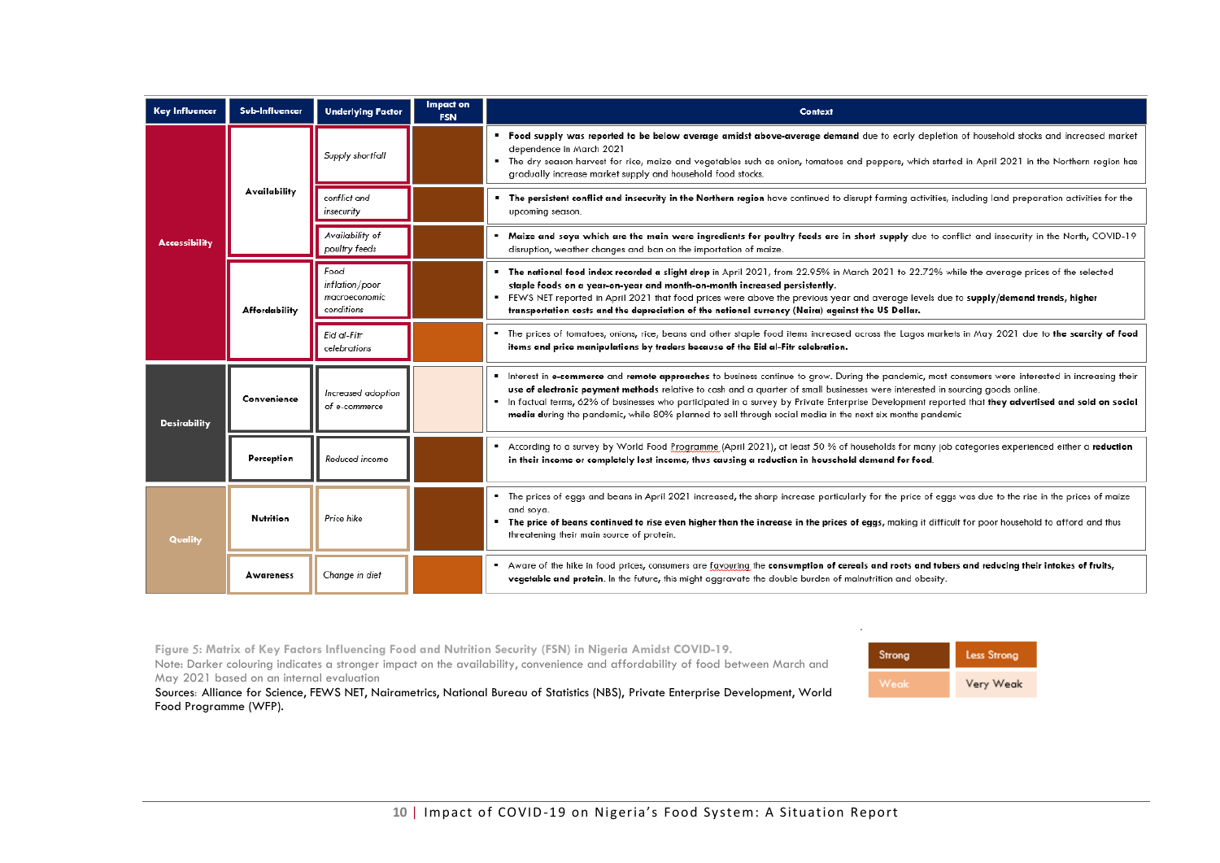| Key Influencer | Sub-Influencer | Underlying Factor | Impact on FSN | Context |
|---|---|---|---|---|
| Accessibility | Availability | *Supply shortfall* | Strong | ▪ **Food supply was reported to be below average amidst above-average demand** due to early depletion of household stocks and increased market dependence in March 2021<br>▪ The dry season harvest for rice, maize and vegetables such as onion, tomatoes and peppers, which started in April 2021 in the Northern region has gradually increase market supply and household food stocks. |
| | | *conflict and insecurity* | Strong | ▪ **The persistent conflict and insecurity in the Northern region** have continued to disrupt farming activities, including land preparation activities for the upcoming season. |
| | | *Availability of poultry feeds* | Strong | ▪ **Maize and soya which are the main were ingredients for poultry feeds are in short supply** due to conflict and insecurity in the North, COVID-19 disruption, weather changes and ban on the importation of maize. |
| | Affordability | *Food inflation/poor macroeconomic conditions* | Strong | ▪ **The national food index recorded a slight drop** in April 2021, from 22.95% in March 2021 to 22.72% while the average prices of the selected **staple foods on a year-on-year and month-on-month increased persistently.**<br>▪ FEWS NET reported in April 2021 that food prices were above the previous year and average levels due to **supply/demand trends, higher transportation costs and the depreciation of the national currency (Naira) against the US Dollar.** |
| | | *Eid al-Fitr celebrations* | Less Strong | ▪ The prices of tomatoes, onions, rice, beans and other staple food items increased across the Lagos markets in May 2021 due to **the scarcity of food items and price manipulations by traders because of the Eid al-Fitr celebration.** |
| Desirability | Convenience | *Increased adoption of e-commerce* | Very Weak | ▪ Interest in **e-commerce** and **remote approaches** to business continue to grow. During the pandemic, most consumers were interested in increasing their **use of electronic payment methods** relative to cash and a quarter of small businesses were interested in sourcing goods online.<br>▪ In factual terms, 62% of businesses who participated in a survey by Private Enterprise Development reported that **they advertised and sold on social media** during the pandemic, while 80% planned to sell through social media in the next six months pandemic |
| | Perception | *Reduced income* | Strong | ▪ According to a survey by World Food Programme (April 2021), at least 50 % of households for many job categories experienced either a **reduction in their income or completely lost income, thus causing a reduction in household demand for food.** |
| Quality | Nutrition | *Price hike* | Strong | ▪ The prices of eggs and beans in April 2021 increased, the sharp increase particularly for the price of eggs was due to the rise in the prices of maize and soya.<br>▪ **The price of beans continued to rise even higher than the increase in the prices of eggs,** making it difficult for poor household to afford and thus threatening their main source of protein. |
| | Awareness | *Change in diet* | Less Strong | ▪ Aware of the hike in food prices, consumers are favouring the **consumption of cereals and roots and tubers and reducing their intakes of fruits, vegetable and protein.** In the future, this might aggravate the double burden of malnutrition and obesity. |

Legend: Strong | Less Strong | Weak | Very Weak

**Figure 5: Matrix of Key Factors Influencing Food and Nutrition Security (FSN) in Nigeria Amidst COVID-19.**
Note: Darker colouring indicates a stronger impact on the availability, convenience and affordability of food between March and May 2021 based on an internal evaluation
Sources: Alliance for Science, FEWS NET, Nairametrics, National Bureau of Statistics (NBS), Private Enterprise Development, World Food Programme (WFP).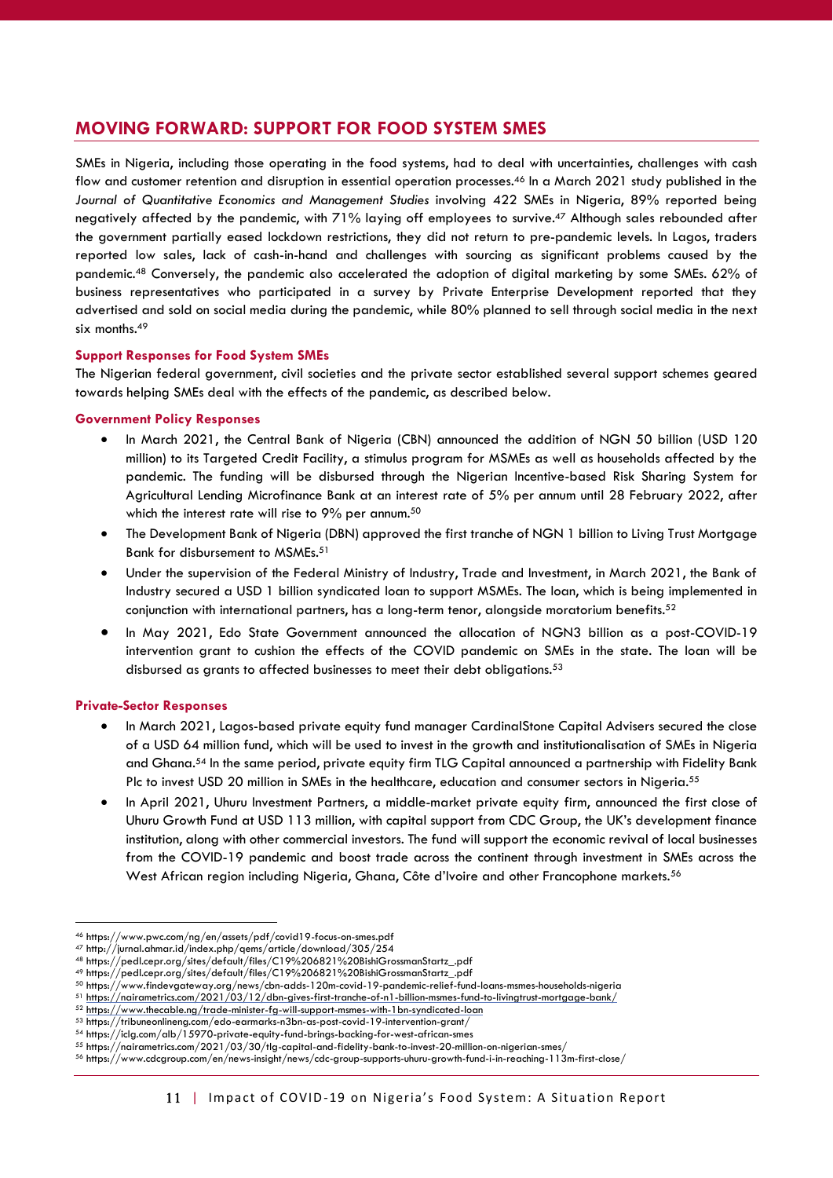## MOVING FORWARD: SUPPORT FOR FOOD SYSTEM SMES

SMEs in Nigeria, including those operating in the food systems, had to deal with uncertainties, challenges with cash flow and customer retention and disruption in essential operation processes.[46] In a March 2021 study published in the *Journal of Quantitative Economics and Management Studies* involving 422 SMEs in Nigeria, 89% reported being negatively affected by the pandemic, with 71% laying off employees to survive.[47] Although sales rebounded after the government partially eased lockdown restrictions, they did not return to pre-pandemic levels. In Lagos, traders reported low sales, lack of cash-in-hand and challenges with sourcing as significant problems caused by the pandemic.[48] Conversely, the pandemic also accelerated the adoption of digital marketing by some SMEs. 62% of business representatives who participated in a survey by Private Enterprise Development reported that they advertised and sold on social media during the pandemic, while 80% planned to sell through social media in the next six months.[49]

### Support Responses for Food System SMEs

The Nigerian federal government, civil societies and the private sector established several support schemes geared towards helping SMEs deal with the effects of the pandemic, as described below.

### Government Policy Responses

- In March 2021, the Central Bank of Nigeria (CBN) announced the addition of NGN 50 billion (USD 120 million) to its Targeted Credit Facility, a stimulus program for MSMEs as well as households affected by the pandemic. The funding will be disbursed through the Nigerian Incentive-based Risk Sharing System for Agricultural Lending Microfinance Bank at an interest rate of 5% per annum until 28 February 2022, after which the interest rate will rise to 9% per annum.[50]
- The Development Bank of Nigeria (DBN) approved the first tranche of NGN 1 billion to Living Trust Mortgage Bank for disbursement to MSMEs.[51]
- Under the supervision of the Federal Ministry of Industry, Trade and Investment, in March 2021, the Bank of Industry secured a USD 1 billion syndicated loan to support MSMEs. The loan, which is being implemented in conjunction with international partners, has a long-term tenor, alongside moratorium benefits.[52]
- In May 2021, Edo State Government announced the allocation of NGN3 billion as a post-COVID-19 intervention grant to cushion the effects of the COVID pandemic on SMEs in the state. The loan will be disbursed as grants to affected businesses to meet their debt obligations.[53]

### Private-Sector Responses

- In March 2021, Lagos-based private equity fund manager CardinalStone Capital Advisers secured the close of a USD 64 million fund, which will be used to invest in the growth and institutionalisation of SMEs in Nigeria and Ghana.[54] In the same period, private equity firm TLG Capital announced a partnership with Fidelity Bank Plc to invest USD 20 million in SMEs in the healthcare, education and consumer sectors in Nigeria.[55]
- In April 2021, Uhuru Investment Partners, a middle-market private equity firm, announced the first close of Uhuru Growth Fund at USD 113 million, with capital support from CDC Group, the UK's development finance institution, along with other commercial investors. The fund will support the economic revival of local businesses from the COVID-19 pandemic and boost trade across the continent through investment in SMEs across the West African region including Nigeria, Ghana, Côte d'Ivoire and other Francophone markets.[56]

---

[46] https://www.pwc.com/ng/en/assets/pdf/covid19-focus-on-smes.pdf
[47] http://jurnal.ahmar.id/index.php/qems/article/download/305/254
[48] https://pedl.cepr.org/sites/default/files/C19%206821%20BishiGrossmanStartz_.pdf
[49] https://pedl.cepr.org/sites/default/files/C19%206821%20BishiGrossmanStartz_.pdf
[50] https://www.findevgateway.org/news/cbn-adds-120m-covid-19-pandemic-relief-fund-loans-msmes-households-nigeria
[51] https://nairametrics.com/2021/03/12/dbn-gives-first-tranche-of-n1-billion-msmes-fund-to-livingtrust-mortgage-bank/
[52] https://www.thecable.ng/trade-minister-fg-will-support-msmes-with-1bn-syndicated-loan
[53] https://tribuneonlineng.com/edo-earmarks-n3bn-as-post-covid-19-intervention-grant/
[54] https://iclg.com/alb/15970-private-equity-fund-brings-backing-for-west-african-smes
[55] https://nairametrics.com/2021/03/30/tlg-capital-and-fidelity-bank-to-invest-20-million-on-nigerian-smes/
[56] https://www.cdcgroup.com/en/news-insight/news/cdc-group-supports-uhuru-growth-fund-i-in-reaching-113m-first-close/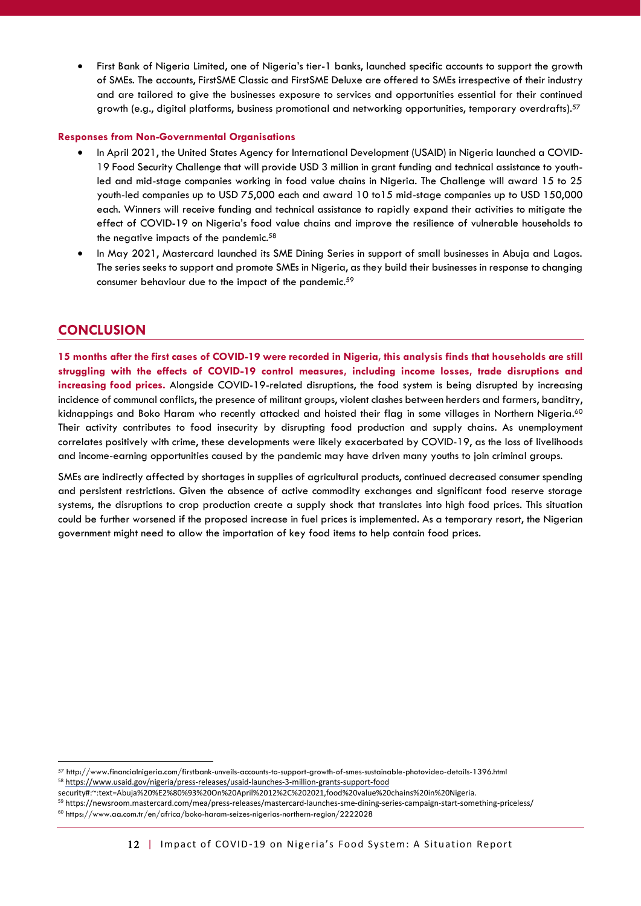- First Bank of Nigeria Limited, one of Nigeria's tier-1 banks, launched specific accounts to support the growth of SMEs. The accounts, FirstSME Classic and FirstSME Deluxe are offered to SMEs irrespective of their industry and are tailored to give the businesses exposure to services and opportunities essential for their continued growth (e.g., digital platforms, business promotional and networking opportunities, temporary overdrafts).[57]

**Responses from Non-Governmental Organisations**

- In April 2021, the United States Agency for International Development (USAID) in Nigeria launched a COVID-19 Food Security Challenge that will provide USD 3 million in grant funding and technical assistance to youth-led and mid-stage companies working in food value chains in Nigeria. The Challenge will award 15 to 25 youth-led companies up to USD 75,000 each and award 10 to15 mid-stage companies up to USD 150,000 each. Winners will receive funding and technical assistance to rapidly expand their activities to mitigate the effect of COVID-19 on Nigeria's food value chains and improve the resilience of vulnerable households to the negative impacts of the pandemic.[58]
- In May 2021, Mastercard launched its SME Dining Series in support of small businesses in Abuja and Lagos. The series seeks to support and promote SMEs in Nigeria, as they build their businesses in response to changing consumer behaviour due to the impact of the pandemic.[59]

## CONCLUSION

**15 months after the first cases of COVID-19 were recorded in Nigeria, this analysis finds that households are still struggling with the effects of COVID-19 control measures, including income losses, trade disruptions and increasing food prices.** Alongside COVID-19-related disruptions, the food system is being disrupted by increasing incidence of communal conflicts, the presence of militant groups, violent clashes between herders and farmers, banditry, kidnappings and Boko Haram who recently attacked and hoisted their flag in some villages in Northern Nigeria.[60] Their activity contributes to food insecurity by disrupting food production and supply chains. As unemployment correlates positively with crime, these developments were likely exacerbated by COVID-19, as the loss of livelihoods and income-earning opportunities caused by the pandemic may have driven many youths to join criminal groups.

SMEs are indirectly affected by shortages in supplies of agricultural products, continued decreased consumer spending and persistent restrictions. Given the absence of active commodity exchanges and significant food reserve storage systems, the disruptions to crop production create a supply shock that translates into high food prices. This situation could be further worsened if the proposed increase in fuel prices is implemented. As a temporary resort, the Nigerian government might need to allow the importation of key food items to help contain food prices.

---

[57] http://www.financialnigeria.com/firstbank-unveils-accounts-to-support-growth-of-smes-sustainable-photovideo-details-1396.html

[58] https://www.usaid.gov/nigeria/press-releases/usaid-launches-3-million-grants-support-food security#:~:text=Abuja%20%E2%80%93%20On%20April%2012%2C%202021,food%20value%20chains%20in%20Nigeria.

[59] https://newsroom.mastercard.com/mea/press-releases/mastercard-launches-sme-dining-series-campaign-start-something-priceless/

[60] https://www.aa.com.tr/en/africa/boko-haram-seizes-nigerias-northern-region/2222028